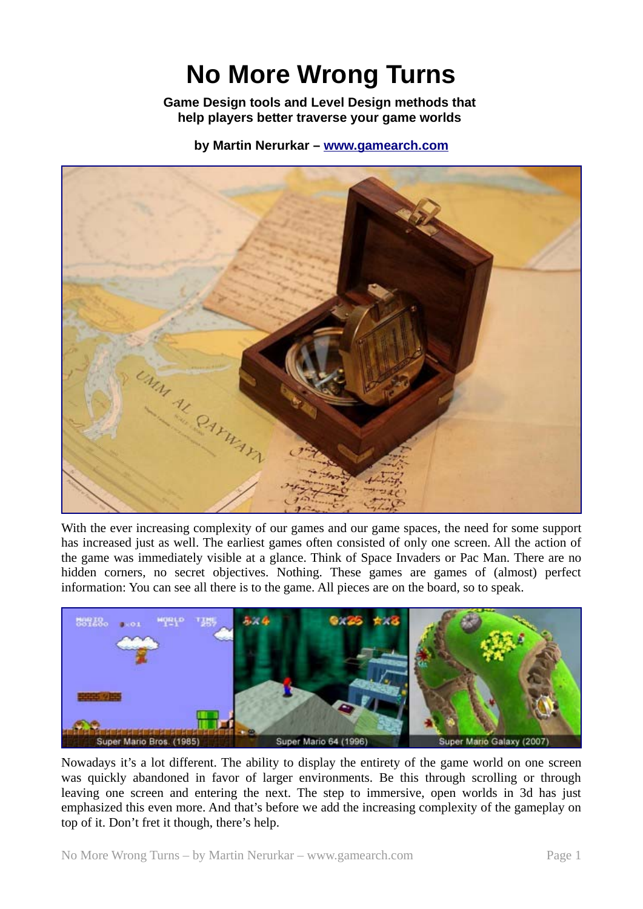# No More Wrong Turns

**Game Design tools and Level Design methods that help players better traverse your game worlds**

**by Martin Nerurkar – [www.gamearch.com](http://www.gamearch.com)**

With the ever increasing complexity of our games and our game spaces, the need for some support has increased just as well. The earliest games often consisted of only one screen. All the action of the game was immediately visible at a glance. Think of Space Invaders or Pac Man. There are no hidden corners, no secret objectives. Nothing. These games are games of (almost) perfect information: You can see all there is to the game. All pieces are on the board, so to speak.

Super Mario Bros. (1985) Super Mario 64 (1996) Super Mario Galaxy (2007)

Nowadays it's a lot different. The ability to display the entirety of the game world on one screen was quickly abandoned in favor of larger environments. Be this through scrolling or through leaving one screen and entering the next. The step to immersive, open worlds in 3d has just emphasized this even more. And that's before we add the increasing complexity of the gameplay on top of it. Don't fret it though, there's help.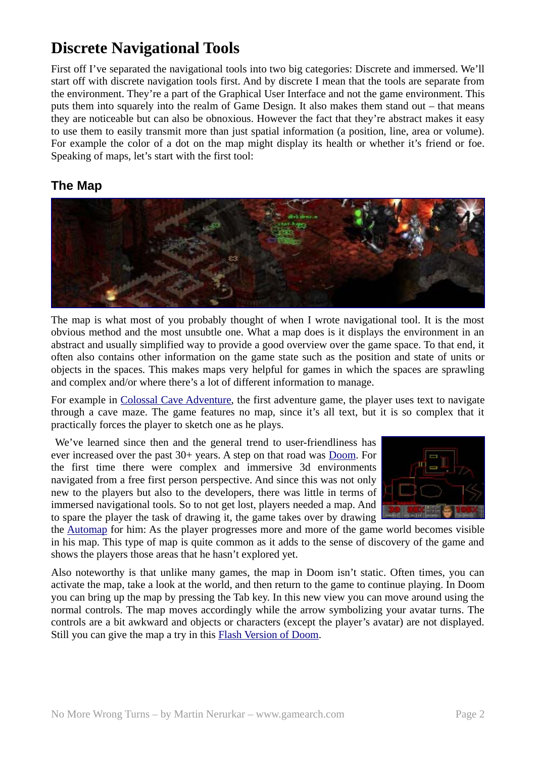# Discrete Navigational Tools

First off I've separated the navigational tools into two big categories: Discrete and immersed. We'll start off with discrete navigation tools first. And by discrete I mean that the tools are separate from the environment. They're a part of the Graphical User Interface and not the game environment. This puts them into squarely into the realm of Game Design. It also makes them stand out – that means they are noticeable but can also be obnoxious. However the fact that they're abstract makes it easy to use them to easily transmit more than just spatial information (a position, line, area or volume). For example the color of a dot on the map might display its health or whether it's friend or foe. Speaking of maps, let's start with the first tool:

## The Map

The map is what most of you probably thought of when I wrote navigational tool. It is the most obvious method and the most unsubtle one. What a map does is it displays the environment in an abstract and usually simplified way to provide a good overview over the game space. To that end, it often also contains other information on the game state such as the position and state of units or objects in the spaces. This makes maps very helpful for games in which the spaces are sprawling and complex and/or where there's a lot of different information to manage.

For example in Colossal Cave Adventure, the first adventure game, the player uses text to navigate through a cave maze. The game features no map, since it's all text, but it is so complex that it practically forces the player to sketch one as he plays.

We've learned since then and the general trend to user-friendliness has ever increased over the past 30+ years. A step on that road was Doom. For the first time there were complex and immersive 3d environments navigated from a free first person perspective. And since this was not only new to the players but also to the developers, there was little in terms of immersed navigational tools. So to not get lost, players needed a map. And to spare the player the task of drawing it, the game takes over by drawing the Automap for him: As the player progresses more and more of the game world becomes visible in his map. This type of map is quite common as it adds to the sense of discovery of the game and shows the players those areas that he hasn't explored yet.

Also noteworthy is that unlike many games, the map in Doom isn't static. Often times, you can activate the map, take a look at the world, and then return to the game to continue playing. In Doom you can bring up the map by pressing the Tab key. In this new view you can move around using the normal controls. The map moves accordingly while the arrow symbolizing your avatar turns. The controls are a bit awkward and objects or characters (except the player's avatar) are not displayed. Still you can give the map a try in this Flash Version of Doom.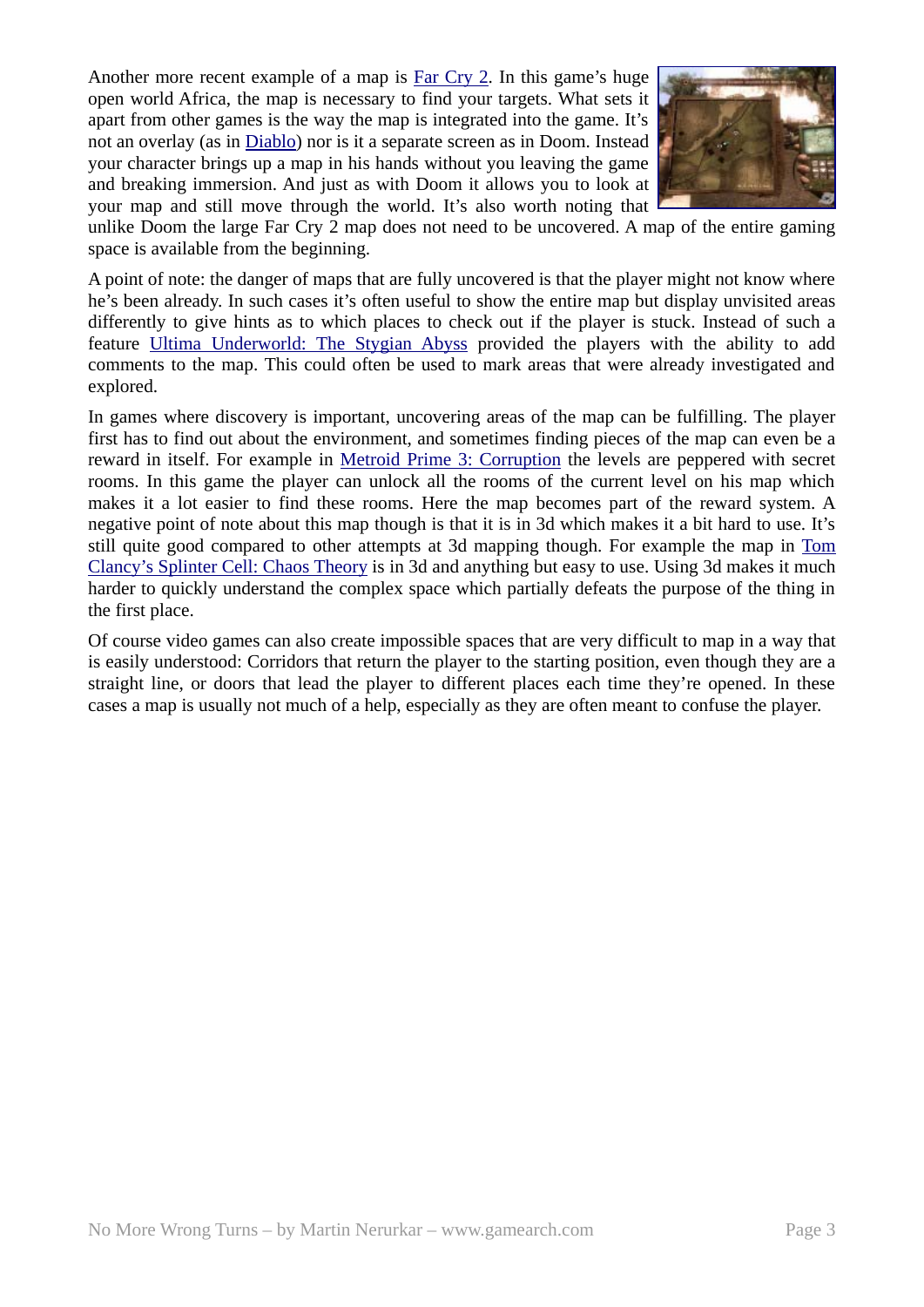Another more recent example of a map is Far Cry 2. In this game's huge open world Africa, the map is necessary to find your targets. What sets it apart from other games is the way the map is integrated into the game. It's not an overlay (as in Diablo) nor is it a separate screen as in Doom. Instead your character brings up a map in his hands without you leaving the game and breaking immersion. And just as with Doom it allows you to look at your map and still move through the world. It's also worth noting that unlike Doom the large Far Cry 2 map does not need to be uncovered. A map of the entire gaming space is available from the beginning.

A point of note: the danger of maps that are fully uncovered is that the player might not know where he's been already. In such cases it's often useful to show the entire map but display unvisited areas differently to give hints as to which places to check out if the player is stuck. Instead of such a feature Ultima Underworld: The Stygian Abyss provided the players with the ability to add comments to the map. This could often be used to mark areas that were already investigated and explored.

In games where discovery is important, uncovering areas of the map can be fulfilling. The player first has to find out about the environment, and sometimes finding pieces of the map can even be a reward in itself. For example in Metroid Prime 3: Corruption the levels are peppered with secret rooms. In this game the player can unlock all the rooms of the current level on his map which makes it a lot easier to find these rooms. Here the map becomes part of the reward system. A negative point of note about this map though is that it is in 3d which makes it a bit hard to use. It's still quite good compared to other attempts at 3d mapping though. For example the map in Tom Clancy's Splinter Cell: Chaos Theory is in 3d and anything but easy to use. Using 3d makes it much harder to quickly understand the complex space which partially defeats the purpose of the thing in the first place.

Of course video games can also create impossible spaces that are very difficult to map in a way that is easily understood: Corridors that return the player to the starting position, even though they are a straight line, or doors that lead the player to different places each time they're opened. In these cases a map is usually not much of a help, especially as they are often meant to confuse the player.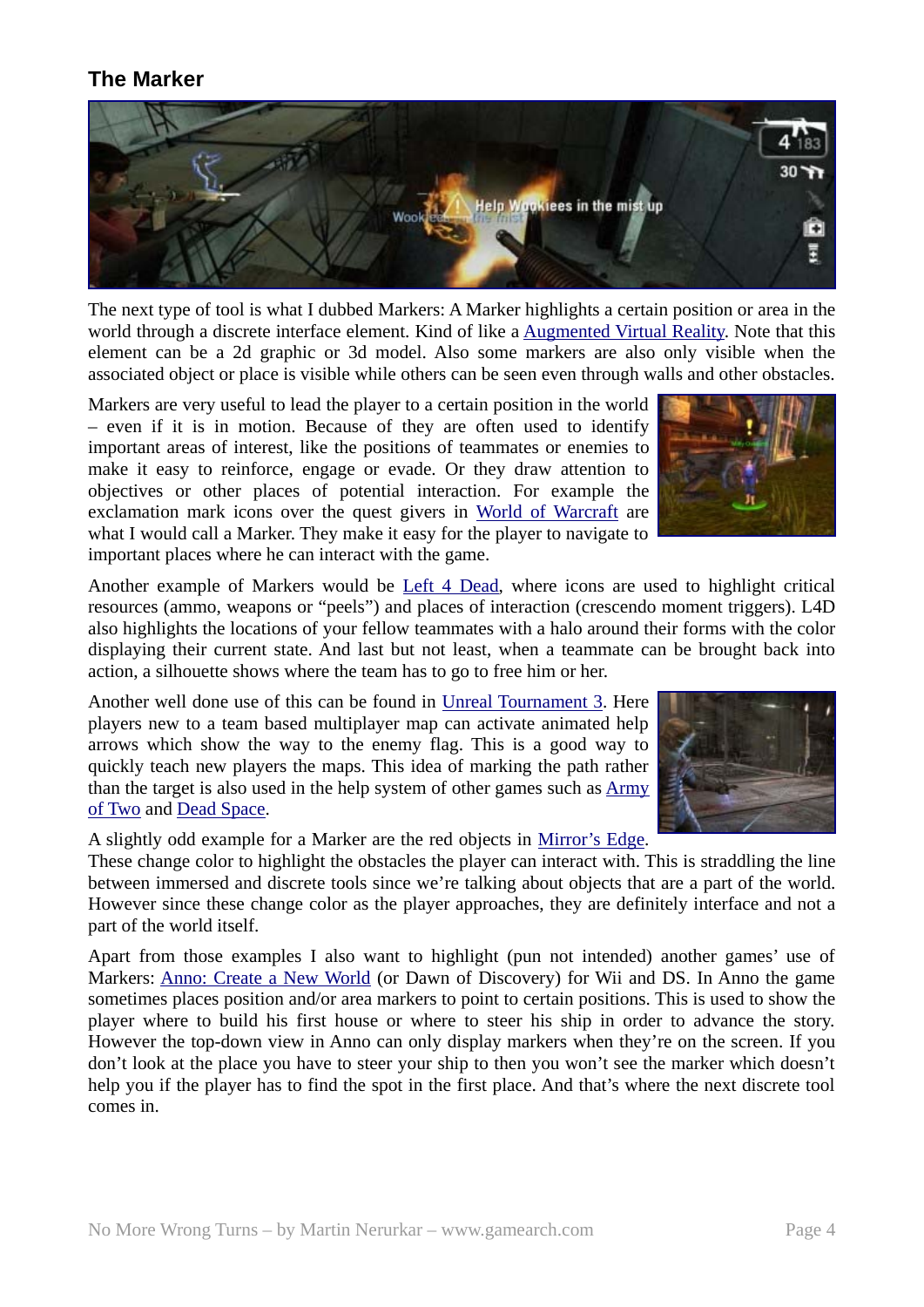## The Marker

The next type of tool is what I dubbed Markers: A Marker highlights a certain position or area in the world through a discrete interface element. Kind of like a Augmented Virtual Reality. Note that this element can be a 2d graphic or 3d model. Also some markers are also only visible when the associated object or place is visible while others can be seen even through walls and other obstacles.

Markers are very useful to lead the player to a certain position in the world – even if it is in motion. Because of they are often used to identify important areas of interest, like the positions of teammates or enemies to make it easy to reinforce, engage or evade. Or they draw attention to objectives or other places of potential interaction. For example the exclamation mark icons over the quest givers in World of Warcraft are what I would call a Marker. They make it easy for the player to navigate to important places where he can interact with the game.

Another example of Markers would be Left 4 Dead, where icons are used to highlight critical resources (ammo, weapons or "peels") and places of interaction (crescendo moment triggers). L4D also highlights the locations of your fellow teammates with a halo around their forms with the color displaying their current state. And last but not least, when a teammate can be brought back into action, a silhouette shows where the team has to go to free him or her.

Another well done use of this can be found in Unreal Tournament 3. Here players new to a team based multiplayer map can activate animated help arrows which show the way to the enemy flag. This is a good way to quickly teach new players the maps. This idea of marking the path rather than the target is also used in the help system of other games such as Army of Two and Dead Space.

A slightly odd example for a Marker are the red objects in Mirror's Edge. These change color to highlight the obstacles the player can interact with. This is straddling the line between immersed and discrete tools since we're talking about objects that are a part of the world. However since these change color as the player approaches, they are definitely interface and not a part of the world itself.

Apart from those examples I also want to highlight (pun not intended) another games' use of Markers: Anno: Create a New World (or Dawn of Discovery) for Wii and DS. In Anno the game sometimes places position and/or area markers to point to certain positions. This is used to show the player where to build his first house or where to steer his ship in order to advance the story. However the top-down view in Anno can only display markers when they're on the screen. If you don't look at the place you have to steer your ship to then you won't see the marker which doesn't help you if the player has to find the spot in the first place. And that's where the next discrete tool comes in.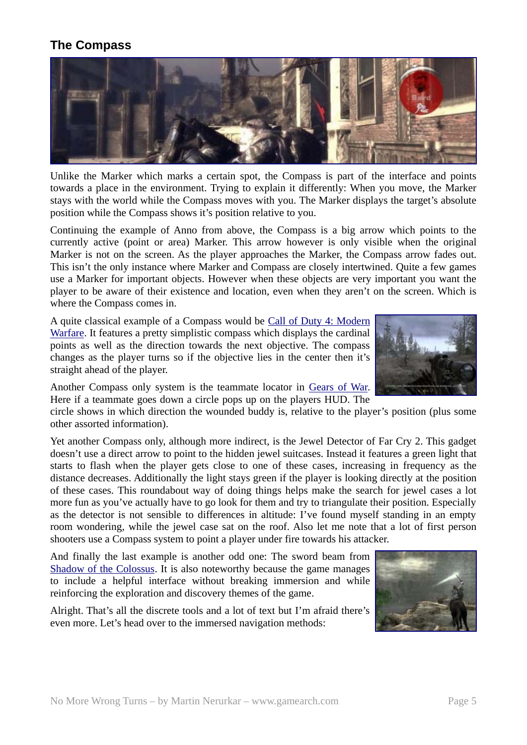## The Compass

Unlike the Marker which marks a certain spot, the Compass is part of the interface and points towards a place in the environment. Trying to explain it differently: When you move, the Marker stays with the world while the Compass moves with you. The Marker displays the target's absolute position while the Compass shows it's position relative to you.

Continuing the example of Anno from above, the Compass is a big arrow which points to the currently active (point or area) Marker. This arrow however is only visible when the original Marker is not on the screen. As the player approaches the Marker, the Compass arrow fades out. This isn't the only instance where Marker and Compass are closely intertwined. Quite a few games use a Marker for important objects. However when these objects are very important you want the player to be aware of their existence and location, even when they aren't on the screen. Which is where the Compass comes in.

A quite classical example of a Compass would be Call of Duty 4: Modern Warfare. It features a pretty simplistic compass which displays the cardinal points as well as the direction towards the next objective. The compass changes as the player turns so if the objective lies in the center then it's straight ahead of the player.

Another Compass only system is the teammate locator in Gears of War. Here if a teammate goes down a circle pops up on the players HUD. The circle shows in which direction the wounded buddy is, relative to the player's position (plus some other assorted information).

Yet another Compass only, although more indirect, is the Jewel Detector of Far Cry 2. This gadget doesn't use a direct arrow to point to the hidden jewel suitcases. Instead it features a green light that starts to flash when the player gets close to one of these cases, increasing in frequency as the distance decreases. Additionally the light stays green if the player is looking directly at the position of these cases. This roundabout way of doing things helps make the search for jewel cases a lot more fun as you've actually have to go look for them and try to triangulate their position. Especially as the detector is not sensible to differences in altitude: I've found myself standing in an empty room wondering, while the jewel case sat on the roof. Also let me note that a lot of first person shooters use a Compass system to point a player under fire towards his attacker.

And finally the last example is another odd one: The sword beam from Shadow of the Colossus. It is also noteworthy because the game manages to include a helpful interface without breaking immersion and while reinforcing the exploration and discovery themes of the game.

Alright. That's all the discrete tools and a lot of text but I'm afraid there's even more. Let's head over to the immersed navigation methods: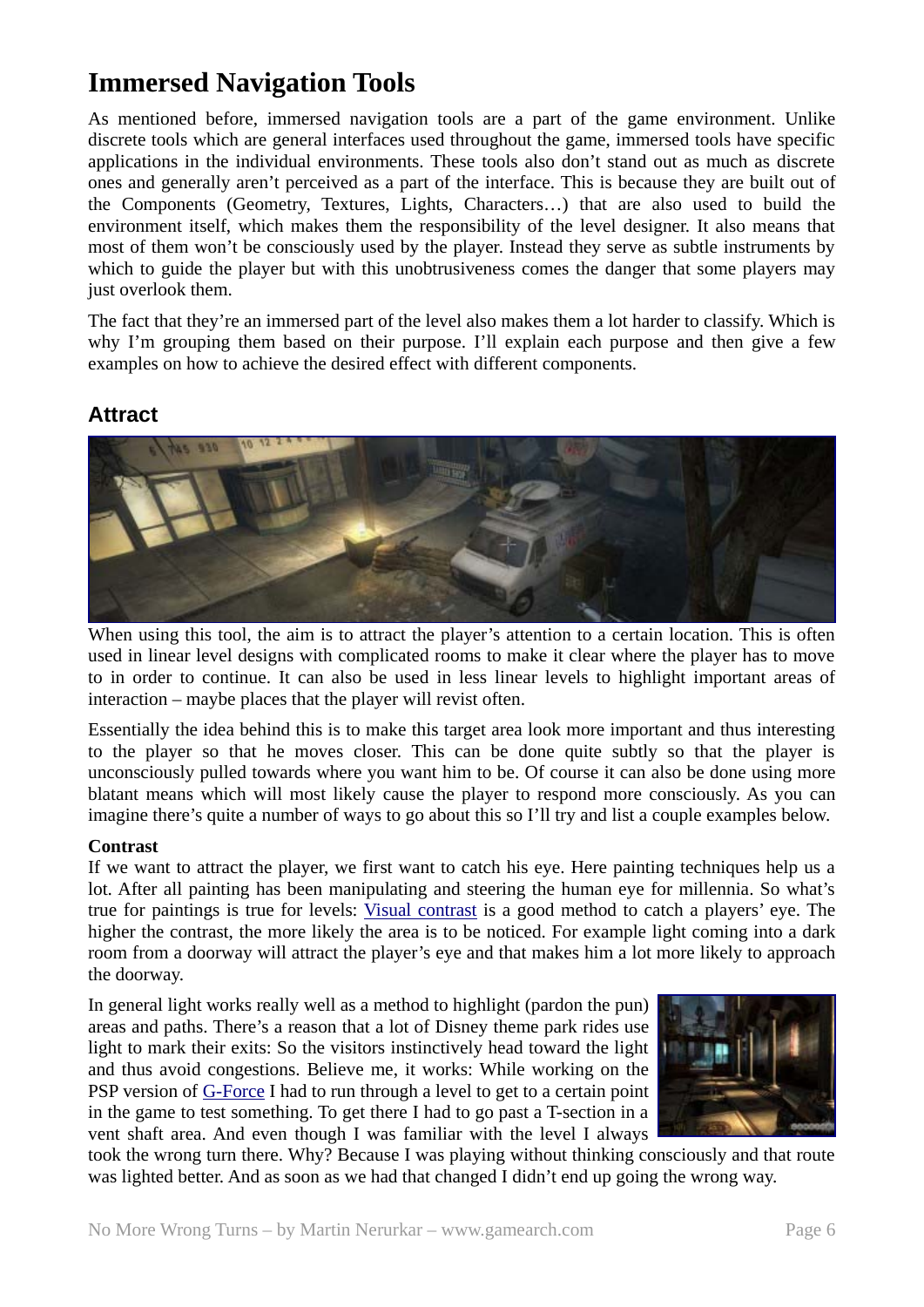# Immersed Navigation Tools

As mentioned before, immersed navigation tools are a part of the game environment. Unlike discrete tools which are general interfaces used throughout the game, immersed tools have specific applications in the individual environments. These tools also don't stand out as much as discrete ones and generally aren't perceived as a part of the interface. This is because they are built out of the Components (Geometry, Textures, Lights, Characters…) that are also used to build the environment itself, which makes them the responsibility of the level designer. It also means that most of them won't be consciously used by the player. Instead they serve as subtle instruments by which to guide the player but with this unobtrusiveness comes the danger that some players may just overlook them.

The fact that they're an immersed part of the level also makes them a lot harder to classify. Which is why I'm grouping them based on their purpose. I'll explain each purpose and then give a few examples on how to achieve the desired effect with different components.

## Attract

When using this tool, the aim is to attract the player's attention to a certain location. This is often used in linear level designs with complicated rooms to make it clear where the player has to move to in order to continue. It can also be used in less linear levels to highlight important areas of interaction – maybe places that the player will revist often.

Essentially the idea behind this is to make this target area look more important and thus interesting to the player so that he moves closer. This can be done quite subtly so that the player is unconsciously pulled towards where you want him to be. Of course it can also be done using more blatant means which will most likely cause the player to respond more consciously. As you can imagine there's quite a number of ways to go about this so I'll try and list a couple examples below.

**Contrast**

If we want to attract the player, we first want to catch his eye. Here painting techniques help us a lot. After all painting has been manipulating and steering the human eye for millennia. So what's true for paintings is true for levels: Visual contrast is a good method to catch a players' eye. The higher the contrast, the more likely the area is to be noticed. For example light coming into a dark room from a doorway will attract the player's eye and that makes him a lot more likely to approach the doorway.

In general light works really well as a method to highlight (pardon the pun) areas and paths. There's a reason that a lot of Disney theme park rides use light to mark their exits: So the visitors instinctively head toward the light and thus avoid congestions. Believe me, it works: While working on the PSP version of G-Force I had to run through a level to get to a certain point in the game to test something. To get there I had to go past a T-section in a vent shaft area. And even though I was familiar with the level I always took the wrong turn there. Why? Because I was playing without thinking consciously and that route was lighted better. And as soon as we had that changed I didn't end up going the wrong way.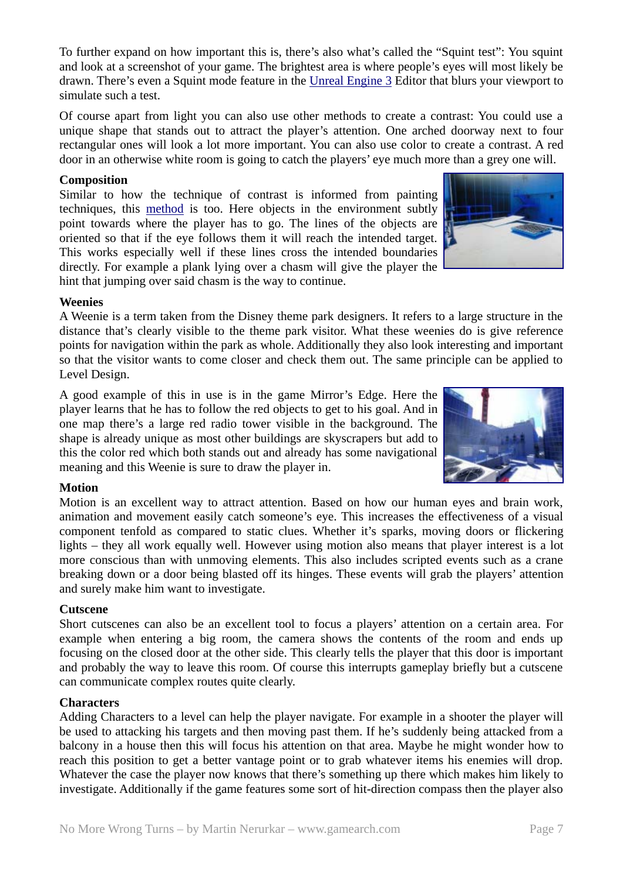To further expand on how important this is, there's also what's called the "Squint test": You squint and look at a screenshot of your game. The brightest area is where people's eyes will most likely be drawn. There's even a Squint mode feature in the Unreal Engine 3 Editor that blurs your viewport to simulate such a test.

Of course apart from light you can also use other methods to create a contrast: You could use a unique shape that stands out to attract the player's attention. One arched doorway next to four rectangular ones will look a lot more important. You can also use color to create a contrast. A red door in an otherwise white room is going to catch the players' eye much more than a grey one will.

**Composition**

Similar to how the technique of contrast is informed from painting techniques, this method is too. Here objects in the environment subtly point towards where the player has to go. The lines of the objects are oriented so that if the eye follows them it will reach the intended target. This works especially well if these lines cross the intended boundaries directly. For example a plank lying over a chasm will give the player the hint that jumping over said chasm is the way to continue.

**Weenies**

A Weenie is a term taken from the Disney theme park designers. It refers to a large structure in the distance that's clearly visible to the theme park visitor. What these weenies do is give reference points for navigation within the park as whole. Additionally they also look interesting and important so that the visitor wants to come closer and check them out. The same principle can be applied to Level Design.

A good example of this in use is in the game Mirror's Edge. Here the player learns that he has to follow the red objects to get to his goal. And in one map there's a large red radio tower visible in the background. The shape is already unique as most other buildings are skyscrapers but add to this the color red which both stands out and already has some navigational meaning and this Weenie is sure to draw the player in.

**Motion**

Motion is an excellent way to attract attention. Based on how our human eyes and brain work, animation and movement easily catch someone's eye. This increases the effectiveness of a visual component tenfold as compared to static clues. Whether it's sparks, moving doors or flickering lights – they all work equally well. However using motion also means that player interest is a lot more conscious than with unmoving elements. This also includes scripted events such as a crane breaking down or a door being blasted off its hinges. These events will grab the players' attention and surely make him want to investigate.

**Cutscene**

Short cutscenes can also be an excellent tool to focus a players' attention on a certain area. For example when entering a big room, the camera shows the contents of the room and ends up focusing on the closed door at the other side. This clearly tells the player that this door is important and probably the way to leave this room. Of course this interrupts gameplay briefly but a cutscene can communicate complex routes quite clearly.

**Characters**

Adding Characters to a level can help the player navigate. For example in a shooter the player will be used to attacking his targets and then moving past them. If he's suddenly being attacked from a balcony in a house then this will focus his attention on that area. Maybe he might wonder how to reach this position to get a better vantage point or to grab whatever items his enemies will drop. Whatever the case the player now knows that there's something up there which makes him likely to investigate. Additionally if the game features some sort of hit-direction compass then the player also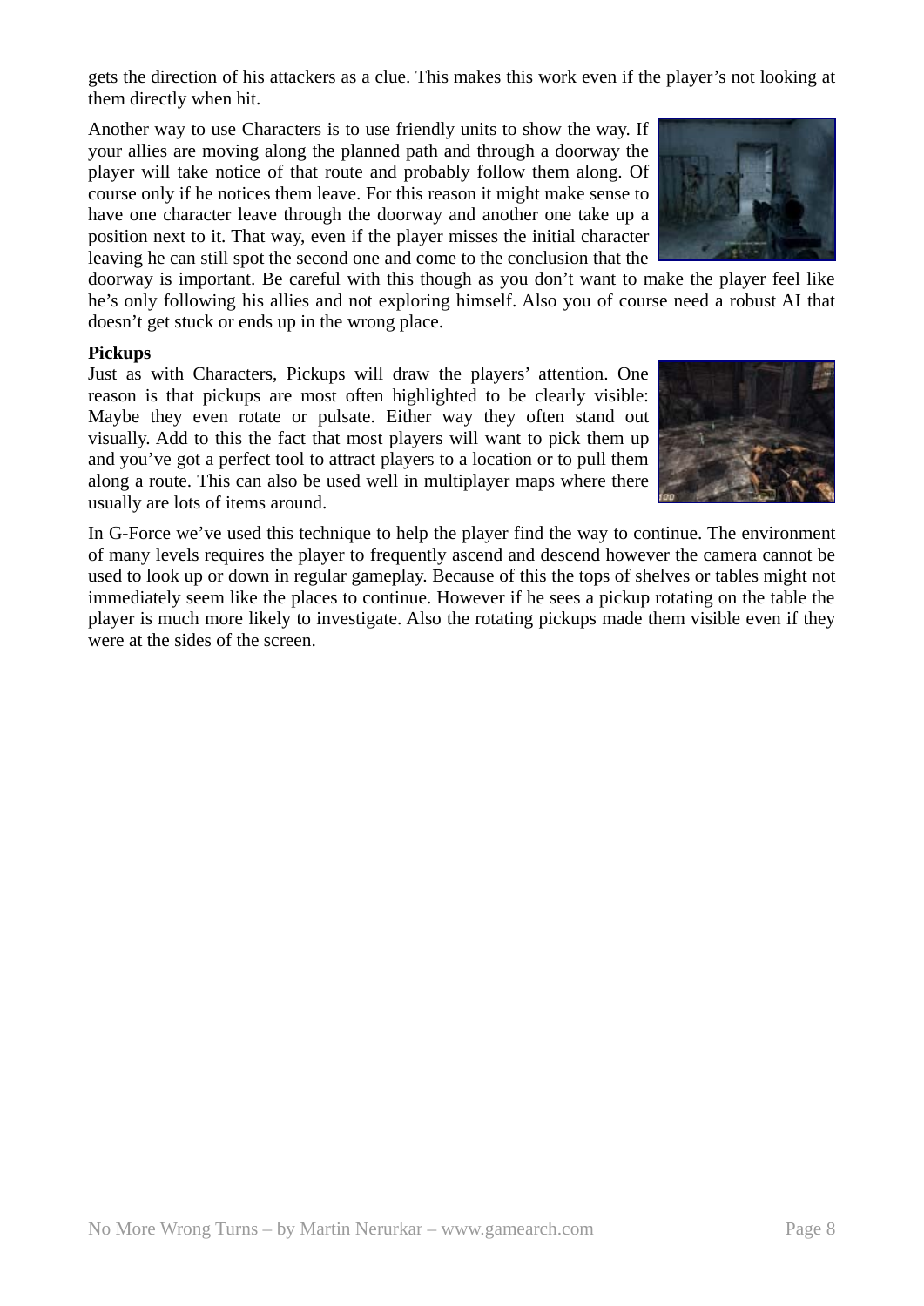gets the direction of his attackers as a clue. This makes this work even if the player's not looking at them directly when hit.

Another way to use Characters is to use friendly units to show the way. If your allies are moving along the planned path and through a doorway the player will take notice of that route and probably follow them along. Of course only if he notices them leave. For this reason it might make sense to have one character leave through the doorway and another one take up a position next to it. That way, even if the player misses the initial character leaving he can still spot the second one and come to the conclusion that the doorway is important. Be careful with this though as you don't want to make the player feel like he's only following his allies and not exploring himself. Also you of course need a robust AI that doesn't get stuck or ends up in the wrong place.

**Pickups**

Just as with Characters, Pickups will draw the players' attention. One reason is that pickups are most often highlighted to be clearly visible: Maybe they even rotate or pulsate. Either way they often stand out visually. Add to this the fact that most players will want to pick them up and you've got a perfect tool to attract players to a location or to pull them along a route. This can also be used well in multiplayer maps where there usually are lots of items around.

In G-Force we've used this technique to help the player find the way to continue. The environment of many levels requires the player to frequently ascend and descend however the camera cannot be used to look up or down in regular gameplay. Because of this the tops of shelves or tables might not immediately seem like the places to continue. However if he sees a pickup rotating on the table the player is much more likely to investigate. Also the rotating pickups made them visible even if they were at the sides of the screen.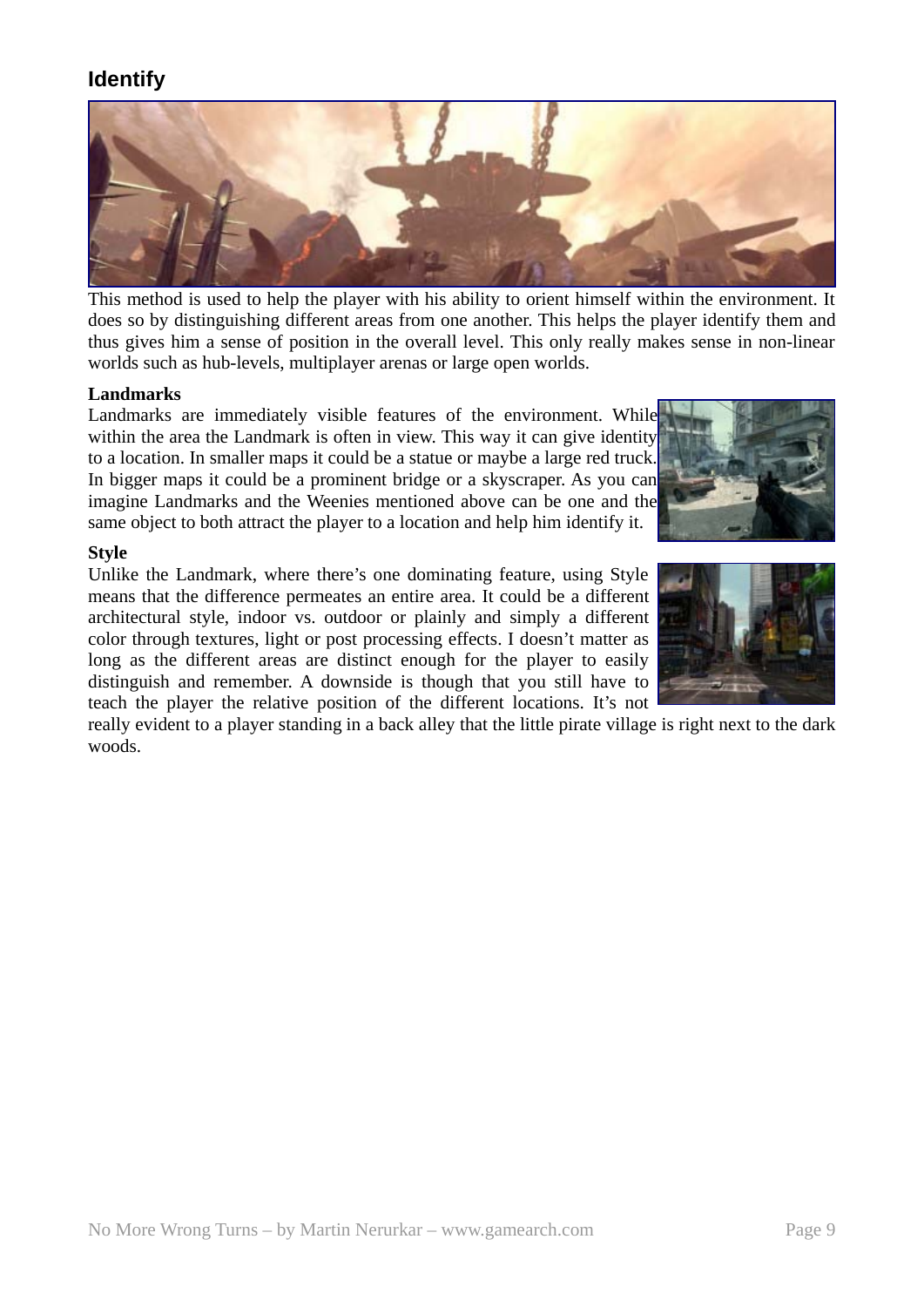## Identify

This method is used to help the player with his ability to orient himself within the environment. It does so by distinguishing different areas from one another. This helps the player identify them and thus gives him a sense of position in the overall level. This only really makes sense in non-linear worlds such as hub-levels, multiplayer arenas or large open worlds.

**Landmarks**

Landmarks are immediately visible features of the environment. While within the area the Landmark is often in view. This way it can give identity to a location. In smaller maps it could be a statue or maybe a large red truck. In bigger maps it could be a prominent bridge or a skyscraper. As you can imagine Landmarks and the Weenies mentioned above can be one and the same object to both attract the player to a location and help him identify it.

**Style**

Unlike the Landmark, where there's one dominating feature, using Style means that the difference permeates an entire area. It could be a different architectural style, indoor vs. outdoor or plainly and simply a different color through textures, light or post processing effects. I doesn't matter as long as the different areas are distinct enough for the player to easily distinguish and remember. A downside is though that you still have to teach the player the relative position of the different locations. It's not really evident to a player standing in a back alley that the little pirate village is right next to the dark woods.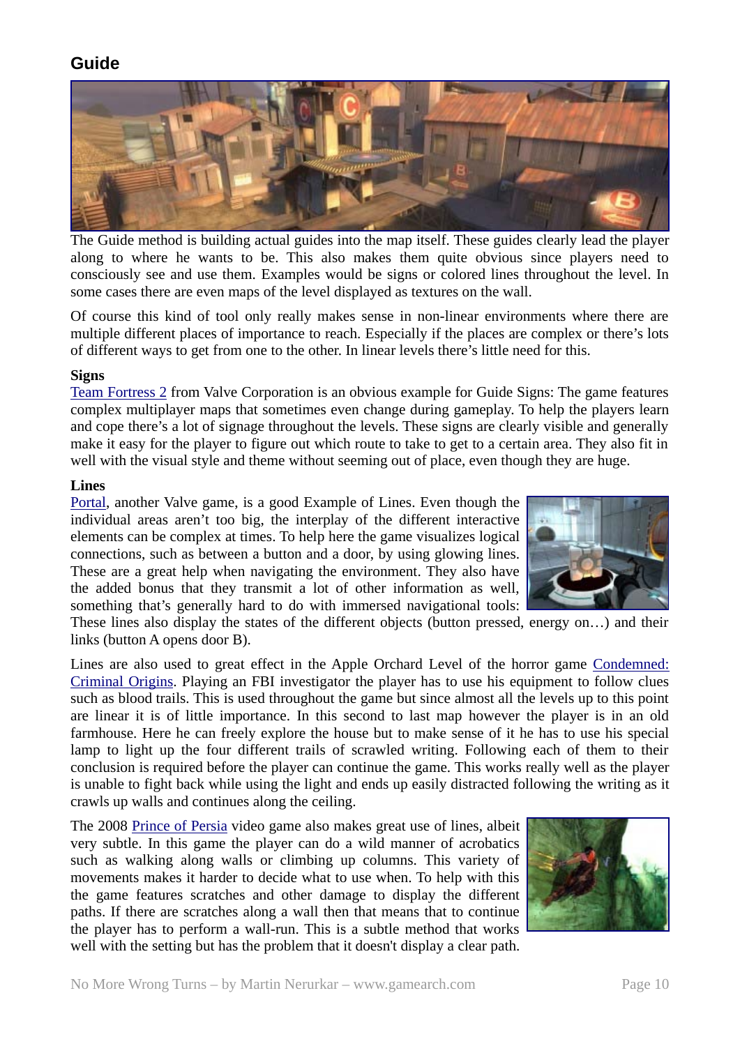## Guide

The Guide method is building actual guides into the map itself. These guides clearly lead the player along to where he wants to be. This also makes them quite obvious since players need to consciously see and use them. Examples would be signs or colored lines throughout the level. In some cases there are even maps of the level displayed as textures on the wall.

Of course this kind of tool only really makes sense in non-linear environments where there are multiple different places of importance to reach. Especially if the places are complex or there's lots of different ways to get from one to the other. In linear levels there's little need for this.

**Signs**

Team Fortress 2 from Valve Corporation is an obvious example for Guide Signs: The game features complex multiplayer maps that sometimes even change during gameplay. To help the players learn and cope there's a lot of signage throughout the levels. These signs are clearly visible and generally make it easy for the player to figure out which route to take to get to a certain area. They also fit in well with the visual style and theme without seeming out of place, even though they are huge.

**Lines**

Portal, another Valve game, is a good Example of Lines. Even though the individual areas aren't too big, the interplay of the different interactive elements can be complex at times. To help here the game visualizes logical connections, such as between a button and a door, by using glowing lines. These are a great help when navigating the environment. They also have the added bonus that they transmit a lot of other information as well, something that's generally hard to do with immersed navigational tools: These lines also display the states of the different objects (button pressed, energy on…) and their links (button A opens door B).

Lines are also used to great effect in the Apple Orchard Level of the horror game Condemned: Criminal Origins. Playing an FBI investigator the player has to use his equipment to follow clues such as blood trails. This is used throughout the game but since almost all the levels up to this point are linear it is of little importance. In this second to last map however the player is in an old farmhouse. Here he can freely explore the house but to make sense of it he has to use his special lamp to light up the four different trails of scrawled writing. Following each of them to their conclusion is required before the player can continue the game. This works really well as the player is unable to fight back while using the light and ends up easily distracted following the writing as it crawls up walls and continues along the ceiling.

The 2008 Prince of Persia video game also makes great use of lines, albeit very subtle. In this game the player can do a wild manner of acrobatics such as walking along walls or climbing up columns. This variety of movements makes it harder to decide what to use when. To help with this the game features scratches and other damage to display the different paths. If there are scratches along a wall then that means that to continue the player has to perform a wall-run. This is a subtle method that works well with the setting but has the problem that it doesn't display a clear path.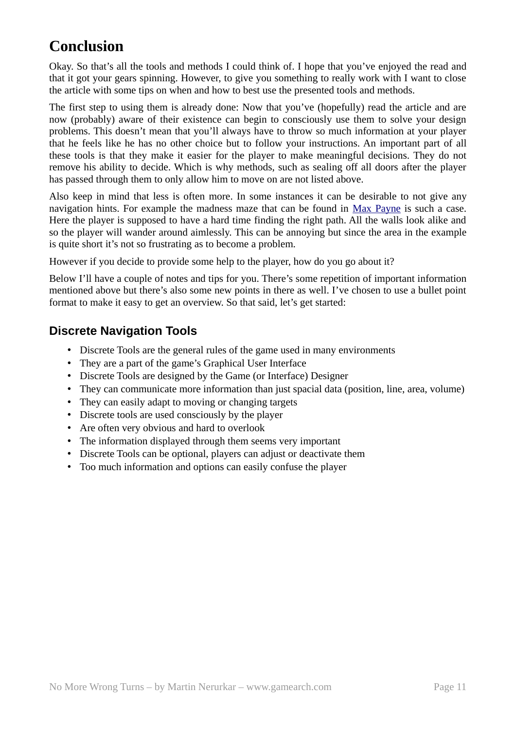# Conclusion

Okay. So that's all the tools and methods I could think of. I hope that you've enjoyed the read and that it got your gears spinning. However, to give you something to really work with I want to close the article with some tips on when and how to best use the presented tools and methods.

The first step to using them is already done: Now that you've (hopefully) read the article and are now (probably) aware of their existence can begin to consciously use them to solve your design problems. This doesn't mean that you'll always have to throw so much information at your player that he feels like he has no other choice but to follow your instructions. An important part of all these tools is that they make it easier for the player to make meaningful decisions. They do not remove his ability to decide. Which is why methods, such as sealing off all doors after the player has passed through them to only allow him to move on are not listed above.

Also keep in mind that less is often more. In some instances it can be desirable to not give any navigation hints. For example the madness maze that can be found in Max Payne is such a case. Here the player is supposed to have a hard time finding the right path. All the walls look alike and so the player will wander around aimlessly. This can be annoying but since the area in the example is quite short it's not so frustrating as to become a problem.

However if you decide to provide some help to the player, how do you go about it?

Below I'll have a couple of notes and tips for you. There's some repetition of important information mentioned above but there's also some new points in there as well. I've chosen to use a bullet point format to make it easy to get an overview. So that said, let's get started:

## Discrete Navigation Tools

- Discrete Tools are the general rules of the game used in many environments
- They are a part of the game's Graphical User Interface
- Discrete Tools are designed by the Game (or Interface) Designer
- They can communicate more information than just spacial data (position, line, area, volume)
- They can easily adapt to moving or changing targets
- Discrete tools are used consciously by the player
- Are often very obvious and hard to overlook
- The information displayed through them seems very important
- Discrete Tools can be optional, players can adjust or deactivate them
- Too much information and options can easily confuse the player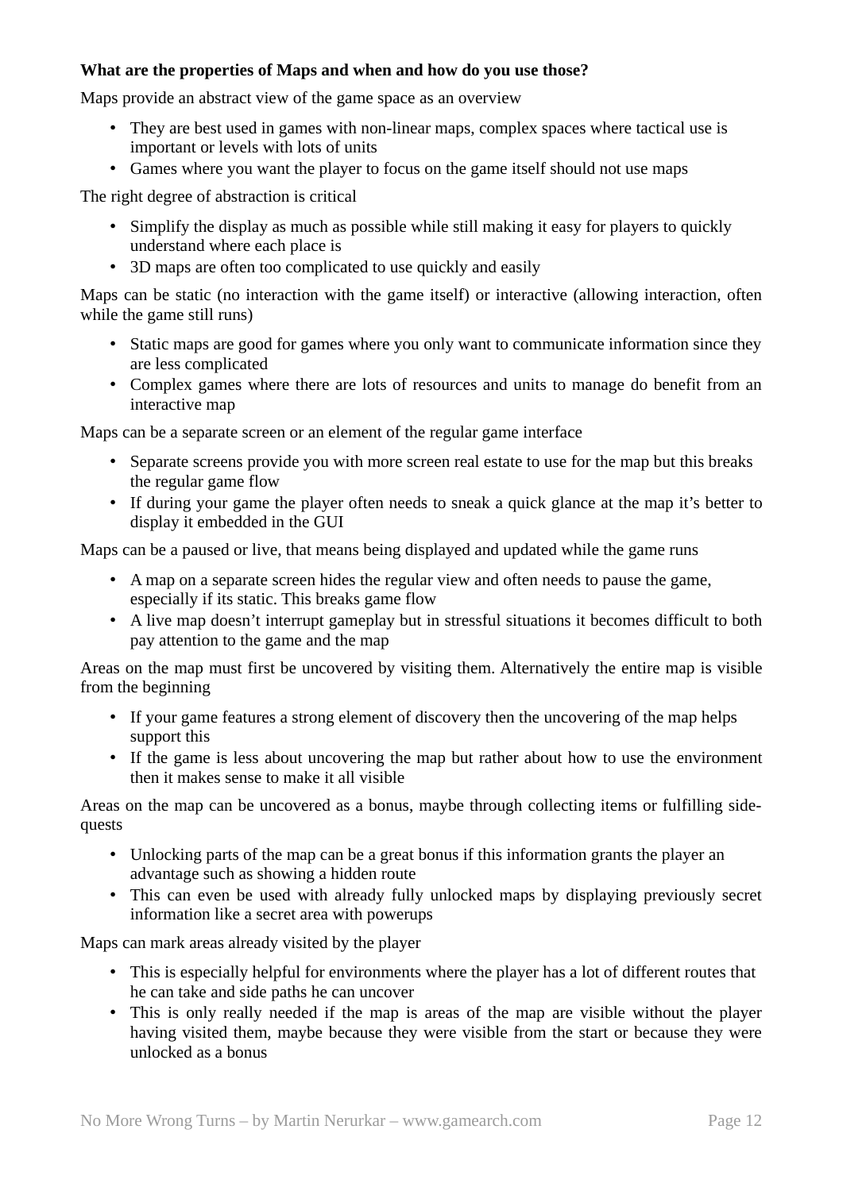**What are the properties of Maps and when and how do you use those?**

Maps provide an abstract view of the game space as an overview

- They are best used in games with non-linear maps, complex spaces where tactical use is important or levels with lots of units
- Games where you want the player to focus on the game itself should not use maps

The right degree of abstraction is critical

- Simplify the display as much as possible while still making it easy for players to quickly understand where each place is
- 3D maps are often too complicated to use quickly and easily

Maps can be static (no interaction with the game itself) or interactive (allowing interaction, often while the game still runs)

- Static maps are good for games where you only want to communicate information since they are less complicated
- Complex games where there are lots of resources and units to manage do benefit from an interactive map

Maps can be a separate screen or an element of the regular game interface

- Separate screens provide you with more screen real estate to use for the map but this breaks the regular game flow
- If during your game the player often needs to sneak a quick glance at the map it's better to display it embedded in the GUI

Maps can be a paused or live, that means being displayed and updated while the game runs

- A map on a separate screen hides the regular view and often needs to pause the game, especially if its static. This breaks game flow
- A live map doesn't interrupt gameplay but in stressful situations it becomes difficult to both pay attention to the game and the map

Areas on the map must first be uncovered by visiting them. Alternatively the entire map is visible from the beginning

- If your game features a strong element of discovery then the uncovering of the map helps support this
- If the game is less about uncovering the map but rather about how to use the environment then it makes sense to make it all visible

Areas on the map can be uncovered as a bonus, maybe through collecting items or fulfilling side-quests

- Unlocking parts of the map can be a great bonus if this information grants the player an advantage such as showing a hidden route
- This can even be used with already fully unlocked maps by displaying previously secret information like a secret area with powerups

Maps can mark areas already visited by the player

- This is especially helpful for environments where the player has a lot of different routes that he can take and side paths he can uncover
- This is only really needed if the map is areas of the map are visible without the player having visited them, maybe because they were visible from the start or because they were unlocked as a bonus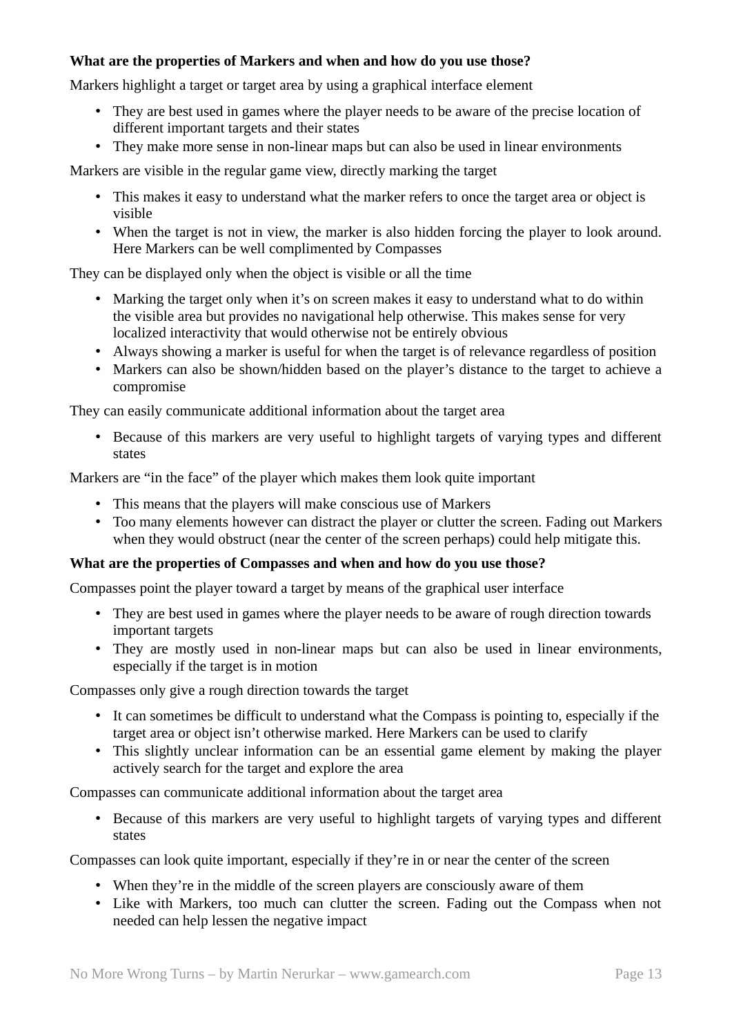**What are the properties of Markers and when and how do you use those?**

Markers highlight a target or target area by using a graphical interface element

- They are best used in games where the player needs to be aware of the precise location of different important targets and their states
- They make more sense in non-linear maps but can also be used in linear environments

Markers are visible in the regular game view, directly marking the target

- This makes it easy to understand what the marker refers to once the target area or object is visible
- When the target is not in view, the marker is also hidden forcing the player to look around. Here Markers can be well complimented by Compasses

They can be displayed only when the object is visible or all the time

- Marking the target only when it's on screen makes it easy to understand what to do within the visible area but provides no navigational help otherwise. This makes sense for very localized interactivity that would otherwise not be entirely obvious
- Always showing a marker is useful for when the target is of relevance regardless of position
- Markers can also be shown/hidden based on the player's distance to the target to achieve a compromise

They can easily communicate additional information about the target area

- Because of this markers are very useful to highlight targets of varying types and different states

Markers are "in the face" of the player which makes them look quite important

- This means that the players will make conscious use of Markers
- Too many elements however can distract the player or clutter the screen. Fading out Markers when they would obstruct (near the center of the screen perhaps) could help mitigate this.

**What are the properties of Compasses and when and how do you use those?**

Compasses point the player toward a target by means of the graphical user interface

- They are best used in games where the player needs to be aware of rough direction towards important targets
- They are mostly used in non-linear maps but can also be used in linear environments, especially if the target is in motion

Compasses only give a rough direction towards the target

- It can sometimes be difficult to understand what the Compass is pointing to, especially if the target area or object isn't otherwise marked. Here Markers can be used to clarify
- This slightly unclear information can be an essential game element by making the player actively search for the target and explore the area

Compasses can communicate additional information about the target area

- Because of this markers are very useful to highlight targets of varying types and different states

Compasses can look quite important, especially if they're in or near the center of the screen

- When they're in the middle of the screen players are consciously aware of them
- Like with Markers, too much can clutter the screen. Fading out the Compass when not needed can help lessen the negative impact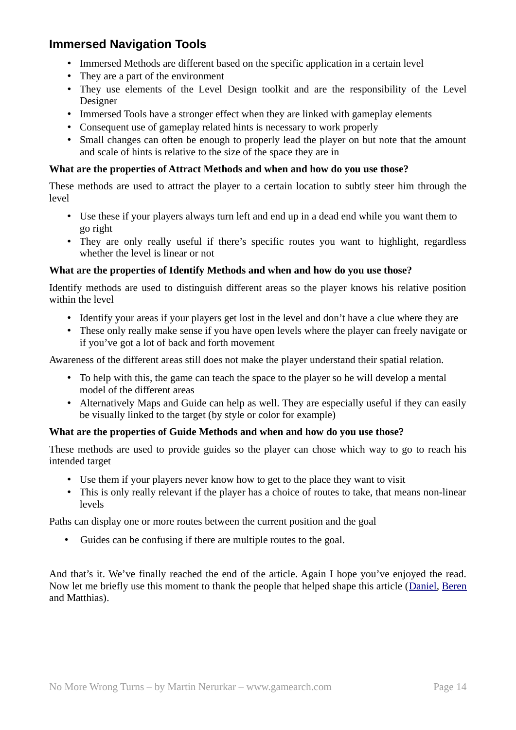### Immersed Navigation Tools

- Immersed Methods are different based on the specific application in a certain level
- They are a part of the environment
- They use elements of the Level Design toolkit and are the responsibility of the Level Designer
- Immersed Tools have a stronger effect when they are linked with gameplay elements
- Consequent use of gameplay related hints is necessary to work properly
- Small changes can often be enough to properly lead the player on but note that the amount and scale of hints is relative to the size of the space they are in

**What are the properties of Attract Methods and when and how do you use those?**

These methods are used to attract the player to a certain location to subtly steer him through the level

- Use these if your players always turn left and end up in a dead end while you want them to go right
- They are only really useful if there's specific routes you want to highlight, regardless whether the level is linear or not

**What are the properties of Identify Methods and when and how do you use those?**

Identify methods are used to distinguish different areas so the player knows his relative position within the level

- Identify your areas if your players get lost in the level and don't have a clue where they are
- These only really make sense if you have open levels where the player can freely navigate or if you've got a lot of back and forth movement

Awareness of the different areas still does not make the player understand their spatial relation.

- To help with this, the game can teach the space to the player so he will develop a mental model of the different areas
- Alternatively Maps and Guide can help as well. They are especially useful if they can easily be visually linked to the target (by style or color for example)

**What are the properties of Guide Methods and when and how do you use those?**

These methods are used to provide guides so the player can chose which way to go to reach his intended target

- Use them if your players never know how to get to the place they want to visit
- This is only really relevant if the player has a choice of routes to take, that means non-linear levels

Paths can display one or more routes between the current position and the goal

- Guides can be confusing if there are multiple routes to the goal.

And that's it. We've finally reached the end of the article. Again I hope you've enjoyed the read. Now let me briefly use this moment to thank the people that helped shape this article (Daniel, Beren and Matthias).